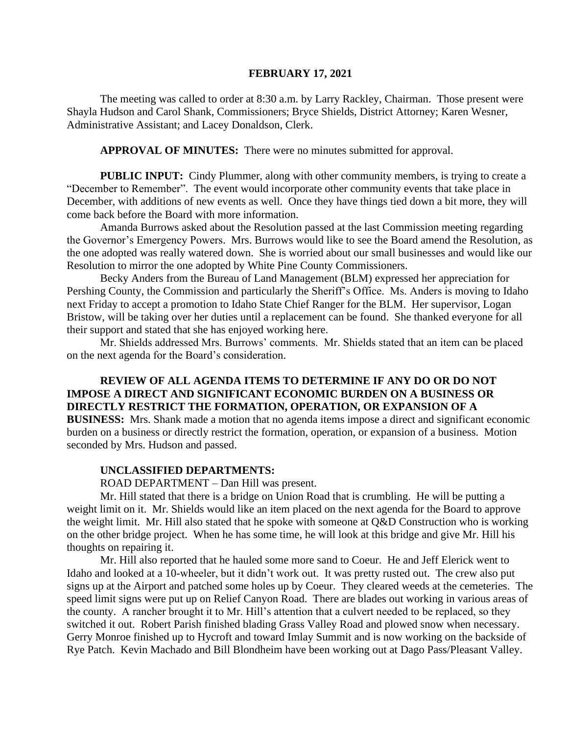**FEBRUARY 17, 2021**

The meeting was called to order at 8:30 a.m. by Larry Rackley, Chairman. Those present were Shayla Hudson and Carol Shank, Commissioners; Bryce Shields, District Attorney; Karen Wesner, Administrative Assistant; and Lacey Donaldson, Clerk.

**APPROVAL OF MINUTES:** There were no minutes submitted for approval.

**PUBLIC INPUT:** Cindy Plummer, along with other community members, is trying to create a "December to Remember". The event would incorporate other community events that take place in December, with additions of new events as well. Once they have things tied down a bit more, they will come back before the Board with more information.

Amanda Burrows asked about the Resolution passed at the last Commission meeting regarding the Governor's Emergency Powers. Mrs. Burrows would like to see the Board amend the Resolution, as the one adopted was really watered down. She is worried about our small businesses and would like our Resolution to mirror the one adopted by White Pine County Commissioners.

Becky Anders from the Bureau of Land Management (BLM) expressed her appreciation for Pershing County, the Commission and particularly the Sheriff's Office. Ms. Anders is moving to Idaho next Friday to accept a promotion to Idaho State Chief Ranger for the BLM. Her supervisor, Logan Bristow, will be taking over her duties until a replacement can be found. She thanked everyone for all their support and stated that she has enjoyed working here.

Mr. Shields addressed Mrs. Burrows' comments. Mr. Shields stated that an item can be placed on the next agenda for the Board's consideration.

**REVIEW OF ALL AGENDA ITEMS TO DETERMINE IF ANY DO OR DO NOT IMPOSE A DIRECT AND SIGNIFICANT ECONOMIC BURDEN ON A BUSINESS OR DIRECTLY RESTRICT THE FORMATION, OPERATION, OR EXPANSION OF A BUSINESS:** Mrs. Shank made a motion that no agenda items impose a direct and significant economic burden on a business or directly restrict the formation, operation, or expansion of a business. Motion seconded by Mrs. Hudson and passed.

**UNCLASSIFIED DEPARTMENTS:**

ROAD DEPARTMENT – Dan Hill was present.

Mr. Hill stated that there is a bridge on Union Road that is crumbling. He will be putting a weight limit on it. Mr. Shields would like an item placed on the next agenda for the Board to approve the weight limit. Mr. Hill also stated that he spoke with someone at Q&D Construction who is working on the other bridge project. When he has some time, he will look at this bridge and give Mr. Hill his thoughts on repairing it.

Mr. Hill also reported that he hauled some more sand to Coeur. He and Jeff Elerick went to Idaho and looked at a 10-wheeler, but it didn't work out. It was pretty rusted out. The crew also put signs up at the Airport and patched some holes up by Coeur. They cleared weeds at the cemeteries. The speed limit signs were put up on Relief Canyon Road. There are blades out working in various areas of the county. A rancher brought it to Mr. Hill's attention that a culvert needed to be replaced, so they switched it out. Robert Parish finished blading Grass Valley Road and plowed snow when necessary. Gerry Monroe finished up to Hycroft and toward Imlay Summit and is now working on the backside of Rye Patch. Kevin Machado and Bill Blondheim have been working out at Dago Pass/Pleasant Valley.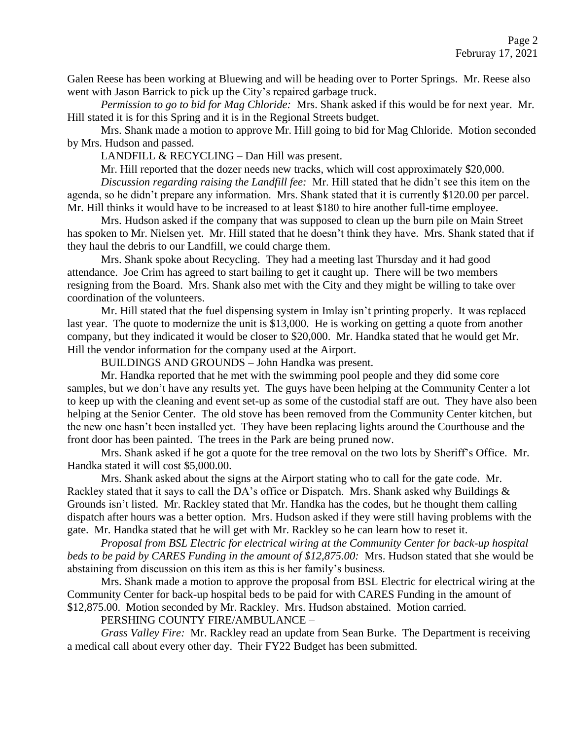Galen Reese has been working at Bluewing and will be heading over to Porter Springs. Mr. Reese also went with Jason Barrick to pick up the City's repaired garbage truck.

*Permission to go to bid for Mag Chloride:* Mrs. Shank asked if this would be for next year. Mr. Hill stated it is for this Spring and it is in the Regional Streets budget.

Mrs. Shank made a motion to approve Mr. Hill going to bid for Mag Chloride. Motion seconded by Mrs. Hudson and passed.

LANDFILL & RECYCLING – Dan Hill was present.

Mr. Hill reported that the dozer needs new tracks, which will cost approximately $20,000.

*Discussion regarding raising the Landfill fee:* Mr. Hill stated that he didn't see this item on the agenda, so he didn't prepare any information. Mrs. Shank stated that it is currently $120.00 per parcel. Mr. Hill thinks it would have to be increased to at least $180 to hire another full-time employee.

Mrs. Hudson asked if the company that was supposed to clean up the burn pile on Main Street has spoken to Mr. Nielsen yet. Mr. Hill stated that he doesn't think they have. Mrs. Shank stated that if they haul the debris to our Landfill, we could charge them.

Mrs. Shank spoke about Recycling. They had a meeting last Thursday and it had good attendance. Joe Crim has agreed to start bailing to get it caught up. There will be two members resigning from the Board. Mrs. Shank also met with the City and they might be willing to take over coordination of the volunteers.

Mr. Hill stated that the fuel dispensing system in Imlay isn't printing properly. It was replaced last year. The quote to modernize the unit is $13,000. He is working on getting a quote from another company, but they indicated it would be closer to $20,000. Mr. Handka stated that he would get Mr. Hill the vendor information for the company used at the Airport.

BUILDINGS AND GROUNDS – John Handka was present.

Mr. Handka reported that he met with the swimming pool people and they did some core samples, but we don't have any results yet. The guys have been helping at the Community Center a lot to keep up with the cleaning and event set-up as some of the custodial staff are out. They have also been helping at the Senior Center. The old stove has been removed from the Community Center kitchen, but the new one hasn't been installed yet. They have been replacing lights around the Courthouse and the front door has been painted. The trees in the Park are being pruned now.

Mrs. Shank asked if he got a quote for the tree removal on the two lots by Sheriff's Office. Mr. Handka stated it will cost $5,000.00.

Mrs. Shank asked about the signs at the Airport stating who to call for the gate code. Mr. Rackley stated that it says to call the DA's office or Dispatch. Mrs. Shank asked why Buildings & Grounds isn't listed. Mr. Rackley stated that Mr. Handka has the codes, but he thought them calling dispatch after hours was a better option. Mrs. Hudson asked if they were still having problems with the gate. Mr. Handka stated that he will get with Mr. Rackley so he can learn how to reset it.

*Proposal from BSL Electric for electrical wiring at the Community Center for back-up hospital beds to be paid by CARES Funding in the amount of $12,875.00:* Mrs. Hudson stated that she would be abstaining from discussion on this item as this is her family's business.

Mrs. Shank made a motion to approve the proposal from BSL Electric for electrical wiring at the Community Center for back-up hospital beds to be paid for with CARES Funding in the amount of $12,875.00. Motion seconded by Mr. Rackley. Mrs. Hudson abstained. Motion carried.

PERSHING COUNTY FIRE/AMBULANCE –

*Grass Valley Fire:* Mr. Rackley read an update from Sean Burke. The Department is receiving a medical call about every other day. Their FY22 Budget has been submitted.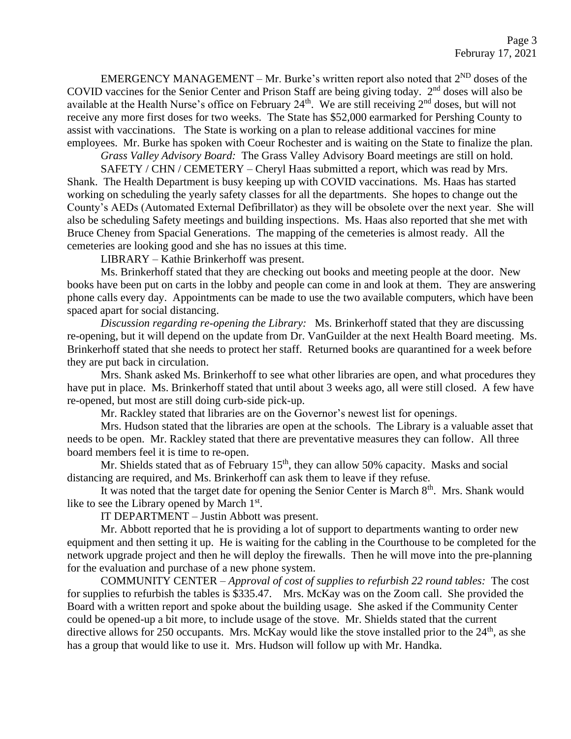EMERGENCY MANAGEMENT – Mr. Burke's written report also noted that 2ND doses of the COVID vaccines for the Senior Center and Prison Staff are being giving today. 2nd doses will also be available at the Health Nurse's office on February 24th. We are still receiving 2nd doses, but will not receive any more first doses for two weeks. The State has $52,000 earmarked for Pershing County to assist with vaccinations. The State is working on a plan to release additional vaccines for mine employees. Mr. Burke has spoken with Coeur Rochester and is waiting on the State to finalize the plan.

*Grass Valley Advisory Board:* The Grass Valley Advisory Board meetings are still on hold.

SAFETY / CHN / CEMETERY – Cheryl Haas submitted a report, which was read by Mrs. Shank. The Health Department is busy keeping up with COVID vaccinations. Ms. Haas has started working on scheduling the yearly safety classes for all the departments. She hopes to change out the County's AEDs (Automated External Defibrillator) as they will be obsolete over the next year. She will also be scheduling Safety meetings and building inspections. Ms. Haas also reported that she met with Bruce Cheney from Spacial Generations. The mapping of the cemeteries is almost ready. All the cemeteries are looking good and she has no issues at this time.

LIBRARY – Kathie Brinkerhoff was present.

Ms. Brinkerhoff stated that they are checking out books and meeting people at the door. New books have been put on carts in the lobby and people can come in and look at them. They are answering phone calls every day. Appointments can be made to use the two available computers, which have been spaced apart for social distancing.

*Discussion regarding re-opening the Library:* Ms. Brinkerhoff stated that they are discussing re-opening, but it will depend on the update from Dr. VanGuilder at the next Health Board meeting. Ms. Brinkerhoff stated that she needs to protect her staff. Returned books are quarantined for a week before they are put back in circulation.

Mrs. Shank asked Ms. Brinkerhoff to see what other libraries are open, and what procedures they have put in place. Ms. Brinkerhoff stated that until about 3 weeks ago, all were still closed. A few have re-opened, but most are still doing curb-side pick-up.

Mr. Rackley stated that libraries are on the Governor's newest list for openings.

Mrs. Hudson stated that the libraries are open at the schools. The Library is a valuable asset that needs to be open. Mr. Rackley stated that there are preventative measures they can follow. All three board members feel it is time to re-open.

Mr. Shields stated that as of February 15th, they can allow 50% capacity. Masks and social distancing are required, and Ms. Brinkerhoff can ask them to leave if they refuse.

It was noted that the target date for opening the Senior Center is March 8th. Mrs. Shank would like to see the Library opened by March 1st.

IT DEPARTMENT – Justin Abbott was present.

Mr. Abbott reported that he is providing a lot of support to departments wanting to order new equipment and then setting it up. He is waiting for the cabling in the Courthouse to be completed for the network upgrade project and then he will deploy the firewalls. Then he will move into the pre-planning for the evaluation and purchase of a new phone system.

COMMUNITY CENTER – *Approval of cost of supplies to refurbish 22 round tables:* The cost for supplies to refurbish the tables is $335.47. Mrs. McKay was on the Zoom call. She provided the Board with a written report and spoke about the building usage. She asked if the Community Center could be opened-up a bit more, to include usage of the stove. Mr. Shields stated that the current directive allows for 250 occupants. Mrs. McKay would like the stove installed prior to the 24th, as she has a group that would like to use it. Mrs. Hudson will follow up with Mr. Handka.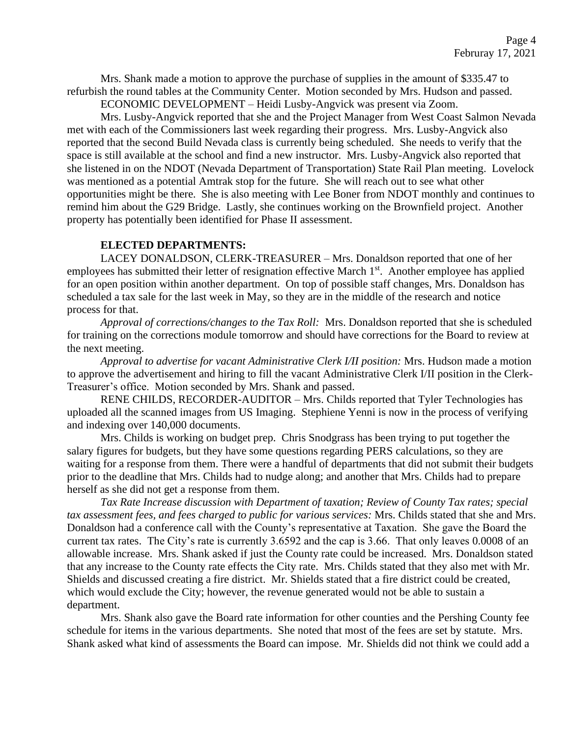Mrs. Shank made a motion to approve the purchase of supplies in the amount of $335.47 to refurbish the round tables at the Community Center. Motion seconded by Mrs. Hudson and passed.

ECONOMIC DEVELOPMENT – Heidi Lusby-Angvick was present via Zoom.

Mrs. Lusby-Angvick reported that she and the Project Manager from West Coast Salmon Nevada met with each of the Commissioners last week regarding their progress. Mrs. Lusby-Angvick also reported that the second Build Nevada class is currently being scheduled. She needs to verify that the space is still available at the school and find a new instructor. Mrs. Lusby-Angvick also reported that she listened in on the NDOT (Nevada Department of Transportation) State Rail Plan meeting. Lovelock was mentioned as a potential Amtrak stop for the future. She will reach out to see what other opportunities might be there. She is also meeting with Lee Boner from NDOT monthly and continues to remind him about the G29 Bridge. Lastly, she continues working on the Brownfield project. Another property has potentially been identified for Phase II assessment.

**ELECTED DEPARTMENTS:**

LACEY DONALDSON, CLERK-TREASURER – Mrs. Donaldson reported that one of her employees has submitted their letter of resignation effective March 1st. Another employee has applied for an open position within another department. On top of possible staff changes, Mrs. Donaldson has scheduled a tax sale for the last week in May, so they are in the middle of the research and notice process for that.

*Approval of corrections/changes to the Tax Roll:* Mrs. Donaldson reported that she is scheduled for training on the corrections module tomorrow and should have corrections for the Board to review at the next meeting.

*Approval to advertise for vacant Administrative Clerk I/II position:* Mrs. Hudson made a motion to approve the advertisement and hiring to fill the vacant Administrative Clerk I/II position in the Clerk-Treasurer's office. Motion seconded by Mrs. Shank and passed.

RENE CHILDS, RECORDER-AUDITOR – Mrs. Childs reported that Tyler Technologies has uploaded all the scanned images from US Imaging. Stephiene Yenni is now in the process of verifying and indexing over 140,000 documents.

Mrs. Childs is working on budget prep. Chris Snodgrass has been trying to put together the salary figures for budgets, but they have some questions regarding PERS calculations, so they are waiting for a response from them. There were a handful of departments that did not submit their budgets prior to the deadline that Mrs. Childs had to nudge along; and another that Mrs. Childs had to prepare herself as she did not get a response from them.

*Tax Rate Increase discussion with Department of taxation; Review of County Tax rates; special tax assessment fees, and fees charged to public for various services:* Mrs. Childs stated that she and Mrs. Donaldson had a conference call with the County's representative at Taxation. She gave the Board the current tax rates. The City's rate is currently 3.6592 and the cap is 3.66. That only leaves 0.0008 of an allowable increase. Mrs. Shank asked if just the County rate could be increased. Mrs. Donaldson stated that any increase to the County rate effects the City rate. Mrs. Childs stated that they also met with Mr. Shields and discussed creating a fire district. Mr. Shields stated that a fire district could be created, which would exclude the City; however, the revenue generated would not be able to sustain a department.

Mrs. Shank also gave the Board rate information for other counties and the Pershing County fee schedule for items in the various departments. She noted that most of the fees are set by statute. Mrs. Shank asked what kind of assessments the Board can impose. Mr. Shields did not think we could add a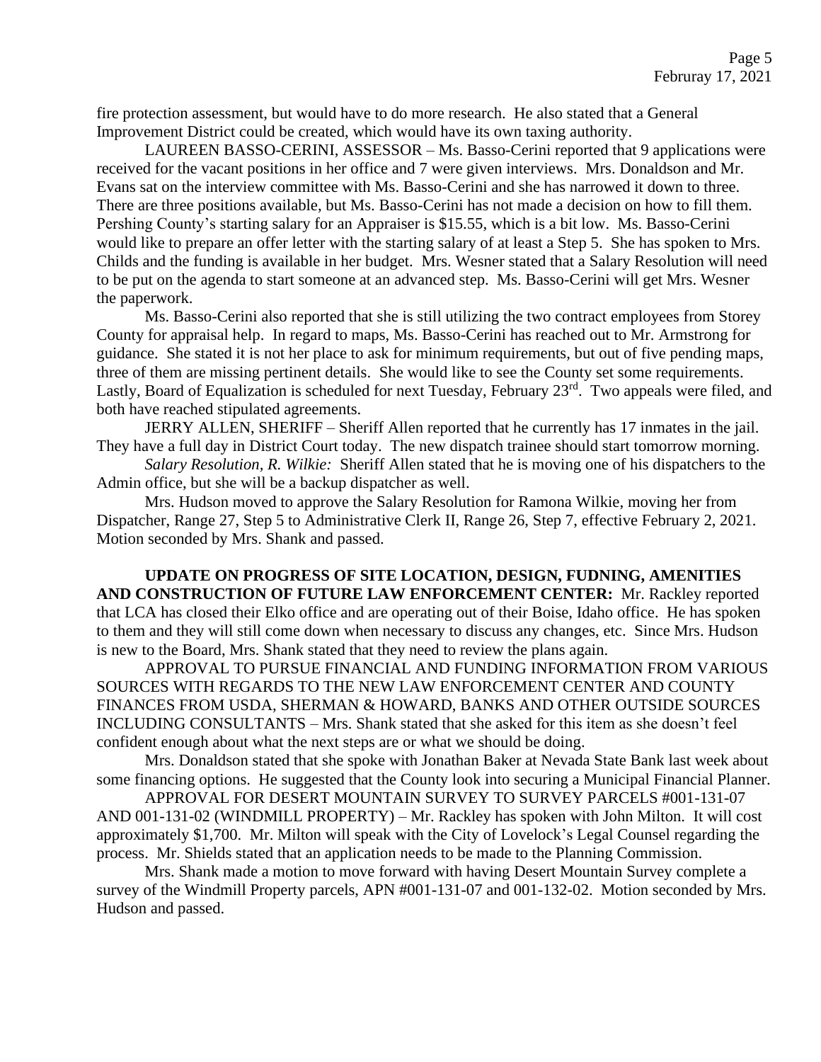fire protection assessment, but would have to do more research. He also stated that a General Improvement District could be created, which would have its own taxing authority.

LAUREEN BASSO-CERINI, ASSESSOR – Ms. Basso-Cerini reported that 9 applications were received for the vacant positions in her office and 7 were given interviews. Mrs. Donaldson and Mr. Evans sat on the interview committee with Ms. Basso-Cerini and she has narrowed it down to three. There are three positions available, but Ms. Basso-Cerini has not made a decision on how to fill them. Pershing County's starting salary for an Appraiser is $15.55, which is a bit low. Ms. Basso-Cerini would like to prepare an offer letter with the starting salary of at least a Step 5. She has spoken to Mrs. Childs and the funding is available in her budget. Mrs. Wesner stated that a Salary Resolution will need to be put on the agenda to start someone at an advanced step. Ms. Basso-Cerini will get Mrs. Wesner the paperwork.

Ms. Basso-Cerini also reported that she is still utilizing the two contract employees from Storey County for appraisal help. In regard to maps, Ms. Basso-Cerini has reached out to Mr. Armstrong for guidance. She stated it is not her place to ask for minimum requirements, but out of five pending maps, three of them are missing pertinent details. She would like to see the County set some requirements. Lastly, Board of Equalization is scheduled for next Tuesday, February 23rd. Two appeals were filed, and both have reached stipulated agreements.

JERRY ALLEN, SHERIFF – Sheriff Allen reported that he currently has 17 inmates in the jail. They have a full day in District Court today. The new dispatch trainee should start tomorrow morning.

*Salary Resolution, R. Wilkie:* Sheriff Allen stated that he is moving one of his dispatchers to the Admin office, but she will be a backup dispatcher as well.

Mrs. Hudson moved to approve the Salary Resolution for Ramona Wilkie, moving her from Dispatcher, Range 27, Step 5 to Administrative Clerk II, Range 26, Step 7, effective February 2, 2021. Motion seconded by Mrs. Shank and passed.

**UPDATE ON PROGRESS OF SITE LOCATION, DESIGN, FUDNING, AMENITIES AND CONSTRUCTION OF FUTURE LAW ENFORCEMENT CENTER:** Mr. Rackley reported that LCA has closed their Elko office and are operating out of their Boise, Idaho office. He has spoken to them and they will still come down when necessary to discuss any changes, etc. Since Mrs. Hudson is new to the Board, Mrs. Shank stated that they need to review the plans again.

APPROVAL TO PURSUE FINANCIAL AND FUNDING INFORMATION FROM VARIOUS SOURCES WITH REGARDS TO THE NEW LAW ENFORCEMENT CENTER AND COUNTY FINANCES FROM USDA, SHERMAN & HOWARD, BANKS AND OTHER OUTSIDE SOURCES INCLUDING CONSULTANTS – Mrs. Shank stated that she asked for this item as she doesn't feel confident enough about what the next steps are or what we should be doing.

Mrs. Donaldson stated that she spoke with Jonathan Baker at Nevada State Bank last week about some financing options. He suggested that the County look into securing a Municipal Financial Planner.

APPROVAL FOR DESERT MOUNTAIN SURVEY TO SURVEY PARCELS #001-131-07 AND 001-131-02 (WINDMILL PROPERTY) – Mr. Rackley has spoken with John Milton. It will cost approximately $1,700. Mr. Milton will speak with the City of Lovelock's Legal Counsel regarding the process. Mr. Shields stated that an application needs to be made to the Planning Commission.

Mrs. Shank made a motion to move forward with having Desert Mountain Survey complete a survey of the Windmill Property parcels, APN #001-131-07 and 001-132-02. Motion seconded by Mrs. Hudson and passed.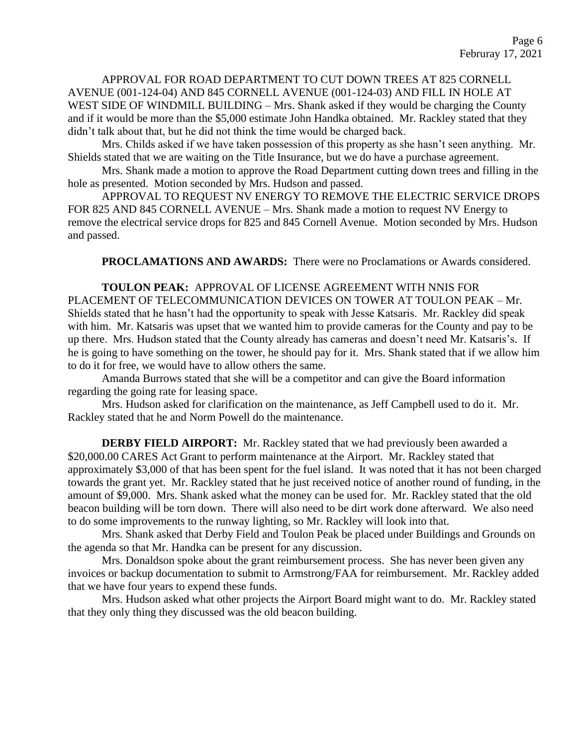APPROVAL FOR ROAD DEPARTMENT TO CUT DOWN TREES AT 825 CORNELL AVENUE (001-124-04) AND 845 CORNELL AVENUE (001-124-03) AND FILL IN HOLE AT WEST SIDE OF WINDMILL BUILDING – Mrs. Shank asked if they would be charging the County and if it would be more than the $5,000 estimate John Handka obtained. Mr. Rackley stated that they didn't talk about that, but he did not think the time would be charged back.

Mrs. Childs asked if we have taken possession of this property as she hasn't seen anything. Mr. Shields stated that we are waiting on the Title Insurance, but we do have a purchase agreement.

Mrs. Shank made a motion to approve the Road Department cutting down trees and filling in the hole as presented. Motion seconded by Mrs. Hudson and passed.

APPROVAL TO REQUEST NV ENERGY TO REMOVE THE ELECTRIC SERVICE DROPS FOR 825 AND 845 CORNELL AVENUE – Mrs. Shank made a motion to request NV Energy to remove the electrical service drops for 825 and 845 Cornell Avenue. Motion seconded by Mrs. Hudson and passed.

**PROCLAMATIONS AND AWARDS:** There were no Proclamations or Awards considered.

**TOULON PEAK:** APPROVAL OF LICENSE AGREEMENT WITH NNIS FOR PLACEMENT OF TELECOMMUNICATION DEVICES ON TOWER AT TOULON PEAK – Mr. Shields stated that he hasn't had the opportunity to speak with Jesse Katsaris. Mr. Rackley did speak with him. Mr. Katsaris was upset that we wanted him to provide cameras for the County and pay to be up there. Mrs. Hudson stated that the County already has cameras and doesn't need Mr. Katsaris's. If he is going to have something on the tower, he should pay for it. Mrs. Shank stated that if we allow him to do it for free, we would have to allow others the same.

Amanda Burrows stated that she will be a competitor and can give the Board information regarding the going rate for leasing space.

Mrs. Hudson asked for clarification on the maintenance, as Jeff Campbell used to do it. Mr. Rackley stated that he and Norm Powell do the maintenance.

**DERBY FIELD AIRPORT:** Mr. Rackley stated that we had previously been awarded a $20,000.00 CARES Act Grant to perform maintenance at the Airport. Mr. Rackley stated that approximately $3,000 of that has been spent for the fuel island. It was noted that it has not been charged towards the grant yet. Mr. Rackley stated that he just received notice of another round of funding, in the amount of $9,000. Mrs. Shank asked what the money can be used for. Mr. Rackley stated that the old beacon building will be torn down. There will also need to be dirt work done afterward. We also need to do some improvements to the runway lighting, so Mr. Rackley will look into that.

Mrs. Shank asked that Derby Field and Toulon Peak be placed under Buildings and Grounds on the agenda so that Mr. Handka can be present for any discussion.

Mrs. Donaldson spoke about the grant reimbursement process. She has never been given any invoices or backup documentation to submit to Armstrong/FAA for reimbursement. Mr. Rackley added that we have four years to expend these funds.

Mrs. Hudson asked what other projects the Airport Board might want to do. Mr. Rackley stated that they only thing they discussed was the old beacon building.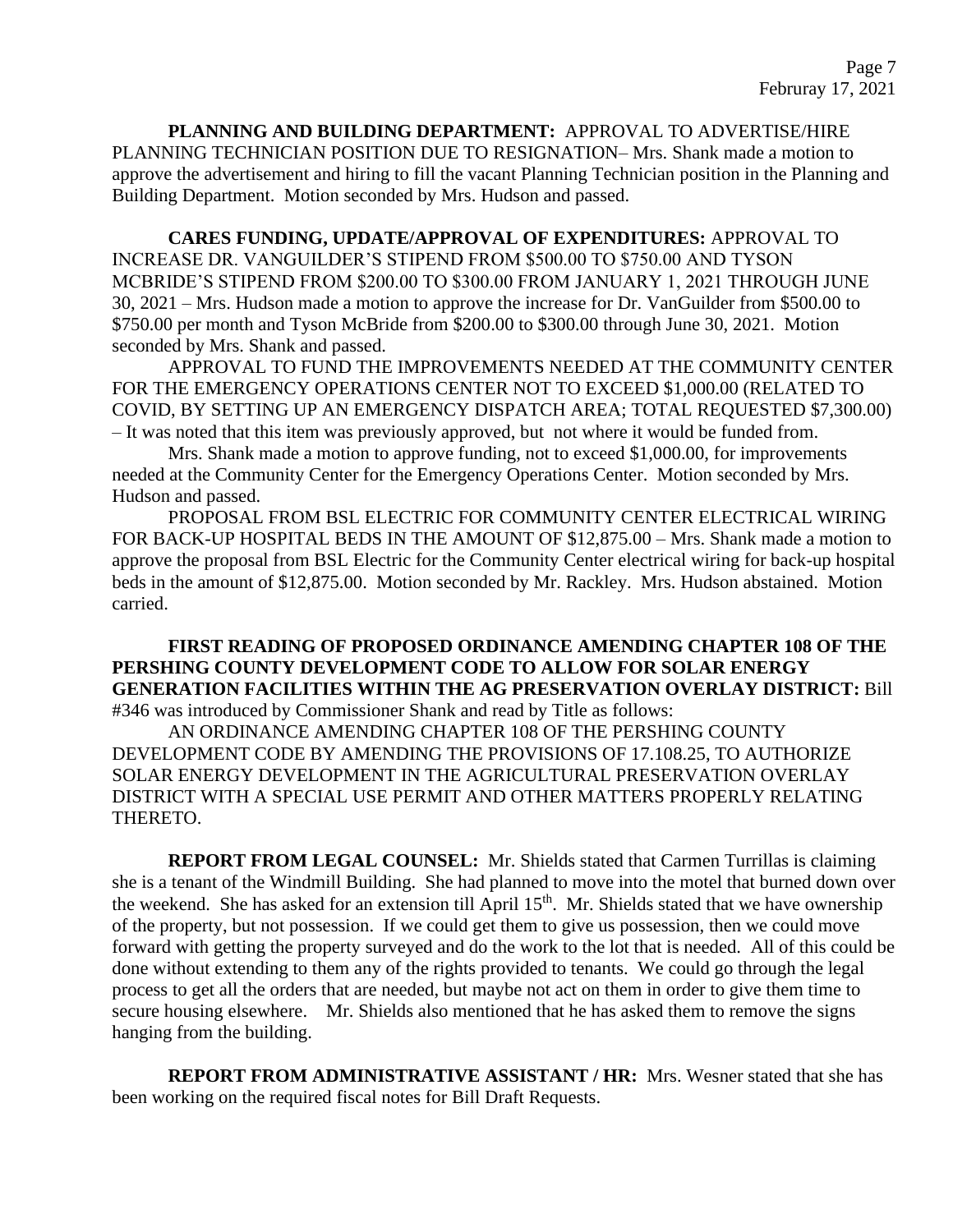**PLANNING AND BUILDING DEPARTMENT:** APPROVAL TO ADVERTISE/HIRE PLANNING TECHNICIAN POSITION DUE TO RESIGNATION– Mrs. Shank made a motion to approve the advertisement and hiring to fill the vacant Planning Technician position in the Planning and Building Department. Motion seconded by Mrs. Hudson and passed.

**CARES FUNDING, UPDATE/APPROVAL OF EXPENDITURES:** APPROVAL TO INCREASE DR. VANGUILDER'S STIPEND FROM \$500.00 TO \$750.00 AND TYSON MCBRIDE'S STIPEND FROM \$200.00 TO \$300.00 FROM JANUARY 1, 2021 THROUGH JUNE 30, 2021 – Mrs. Hudson made a motion to approve the increase for Dr. VanGuilder from \$500.00 to \$750.00 per month and Tyson McBride from \$200.00 to \$300.00 through June 30, 2021. Motion seconded by Mrs. Shank and passed.

APPROVAL TO FUND THE IMPROVEMENTS NEEDED AT THE COMMUNITY CENTER FOR THE EMERGENCY OPERATIONS CENTER NOT TO EXCEED \$1,000.00 (RELATED TO COVID, BY SETTING UP AN EMERGENCY DISPATCH AREA; TOTAL REQUESTED \$7,300.00) – It was noted that this item was previously approved, but not where it would be funded from.

Mrs. Shank made a motion to approve funding, not to exceed \$1,000.00, for improvements needed at the Community Center for the Emergency Operations Center. Motion seconded by Mrs. Hudson and passed.

PROPOSAL FROM BSL ELECTRIC FOR COMMUNITY CENTER ELECTRICAL WIRING FOR BACK-UP HOSPITAL BEDS IN THE AMOUNT OF \$12,875.00 – Mrs. Shank made a motion to approve the proposal from BSL Electric for the Community Center electrical wiring for back-up hospital beds in the amount of \$12,875.00. Motion seconded by Mr. Rackley. Mrs. Hudson abstained. Motion carried.

**FIRST READING OF PROPOSED ORDINANCE AMENDING CHAPTER 108 OF THE PERSHING COUNTY DEVELOPMENT CODE TO ALLOW FOR SOLAR ENERGY GENERATION FACILITIES WITHIN THE AG PRESERVATION OVERLAY DISTRICT:** Bill #346 was introduced by Commissioner Shank and read by Title as follows:

AN ORDINANCE AMENDING CHAPTER 108 OF THE PERSHING COUNTY DEVELOPMENT CODE BY AMENDING THE PROVISIONS OF 17.108.25, TO AUTHORIZE SOLAR ENERGY DEVELOPMENT IN THE AGRICULTURAL PRESERVATION OVERLAY DISTRICT WITH A SPECIAL USE PERMIT AND OTHER MATTERS PROPERLY RELATING THERETO.

**REPORT FROM LEGAL COUNSEL:** Mr. Shields stated that Carmen Turrillas is claiming she is a tenant of the Windmill Building. She had planned to move into the motel that burned down over the weekend. She has asked for an extension till April 15th. Mr. Shields stated that we have ownership of the property, but not possession. If we could get them to give us possession, then we could move forward with getting the property surveyed and do the work to the lot that is needed. All of this could be done without extending to them any of the rights provided to tenants. We could go through the legal process to get all the orders that are needed, but maybe not act on them in order to give them time to secure housing elsewhere. Mr. Shields also mentioned that he has asked them to remove the signs hanging from the building.

**REPORT FROM ADMINISTRATIVE ASSISTANT / HR:** Mrs. Wesner stated that she has been working on the required fiscal notes for Bill Draft Requests.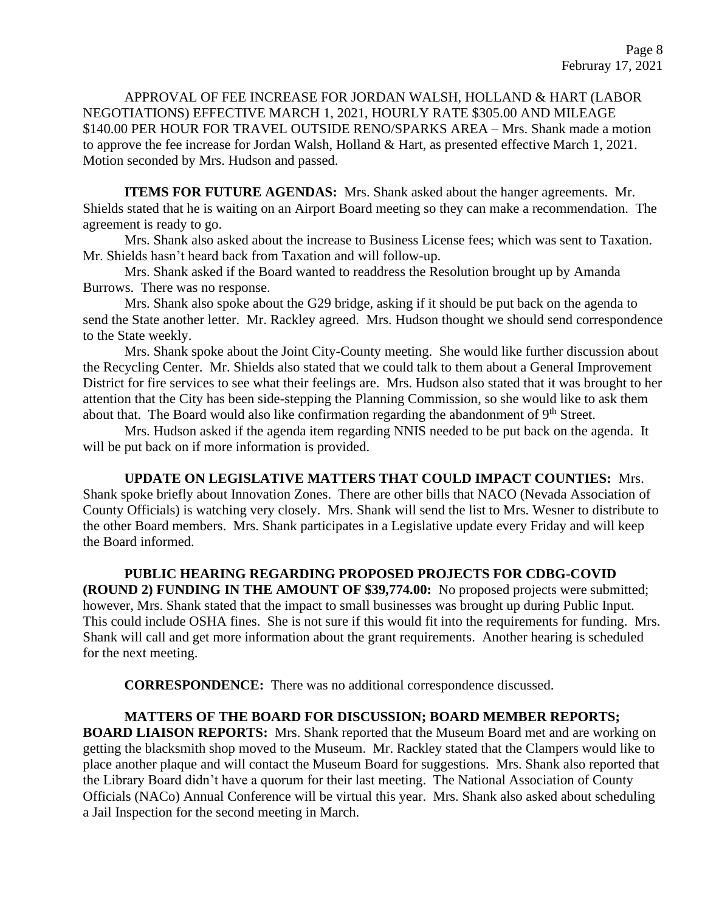APPROVAL OF FEE INCREASE FOR JORDAN WALSH, HOLLAND & HART (LABOR NEGOTIATIONS) EFFECTIVE MARCH 1, 2021, HOURLY RATE $305.00 AND MILEAGE $140.00 PER HOUR FOR TRAVEL OUTSIDE RENO/SPARKS AREA – Mrs. Shank made a motion to approve the fee increase for Jordan Walsh, Holland & Hart, as presented effective March 1, 2021. Motion seconded by Mrs. Hudson and passed.

**ITEMS FOR FUTURE AGENDAS:** Mrs. Shank asked about the hanger agreements. Mr. Shields stated that he is waiting on an Airport Board meeting so they can make a recommendation. The agreement is ready to go.

Mrs. Shank also asked about the increase to Business License fees; which was sent to Taxation. Mr. Shields hasn't heard back from Taxation and will follow-up.

Mrs. Shank asked if the Board wanted to readdress the Resolution brought up by Amanda Burrows. There was no response.

Mrs. Shank also spoke about the G29 bridge, asking if it should be put back on the agenda to send the State another letter. Mr. Rackley agreed. Mrs. Hudson thought we should send correspondence to the State weekly.

Mrs. Shank spoke about the Joint City-County meeting. She would like further discussion about the Recycling Center. Mr. Shields also stated that we could talk to them about a General Improvement District for fire services to see what their feelings are. Mrs. Hudson also stated that it was brought to her attention that the City has been side-stepping the Planning Commission, so she would like to ask them about that. The Board would also like confirmation regarding the abandonment of 9th Street.

Mrs. Hudson asked if the agenda item regarding NNIS needed to be put back on the agenda. It will be put back on if more information is provided.

**UPDATE ON LEGISLATIVE MATTERS THAT COULD IMPACT COUNTIES:** Mrs. Shank spoke briefly about Innovation Zones. There are other bills that NACO (Nevada Association of County Officials) is watching very closely. Mrs. Shank will send the list to Mrs. Wesner to distribute to the other Board members. Mrs. Shank participates in a Legislative update every Friday and will keep the Board informed.

**PUBLIC HEARING REGARDING PROPOSED PROJECTS FOR CDBG-COVID (ROUND 2) FUNDING IN THE AMOUNT OF $39,774.00:** No proposed projects were submitted; however, Mrs. Shank stated that the impact to small businesses was brought up during Public Input. This could include OSHA fines. She is not sure if this would fit into the requirements for funding. Mrs. Shank will call and get more information about the grant requirements. Another hearing is scheduled for the next meeting.

**CORRESPONDENCE:** There was no additional correspondence discussed.

**MATTERS OF THE BOARD FOR DISCUSSION; BOARD MEMBER REPORTS; BOARD LIAISON REPORTS:** Mrs. Shank reported that the Museum Board met and are working on getting the blacksmith shop moved to the Museum. Mr. Rackley stated that the Clampers would like to place another plaque and will contact the Museum Board for suggestions. Mrs. Shank also reported that the Library Board didn't have a quorum for their last meeting. The National Association of County Officials (NACo) Annual Conference will be virtual this year. Mrs. Shank also asked about scheduling a Jail Inspection for the second meeting in March.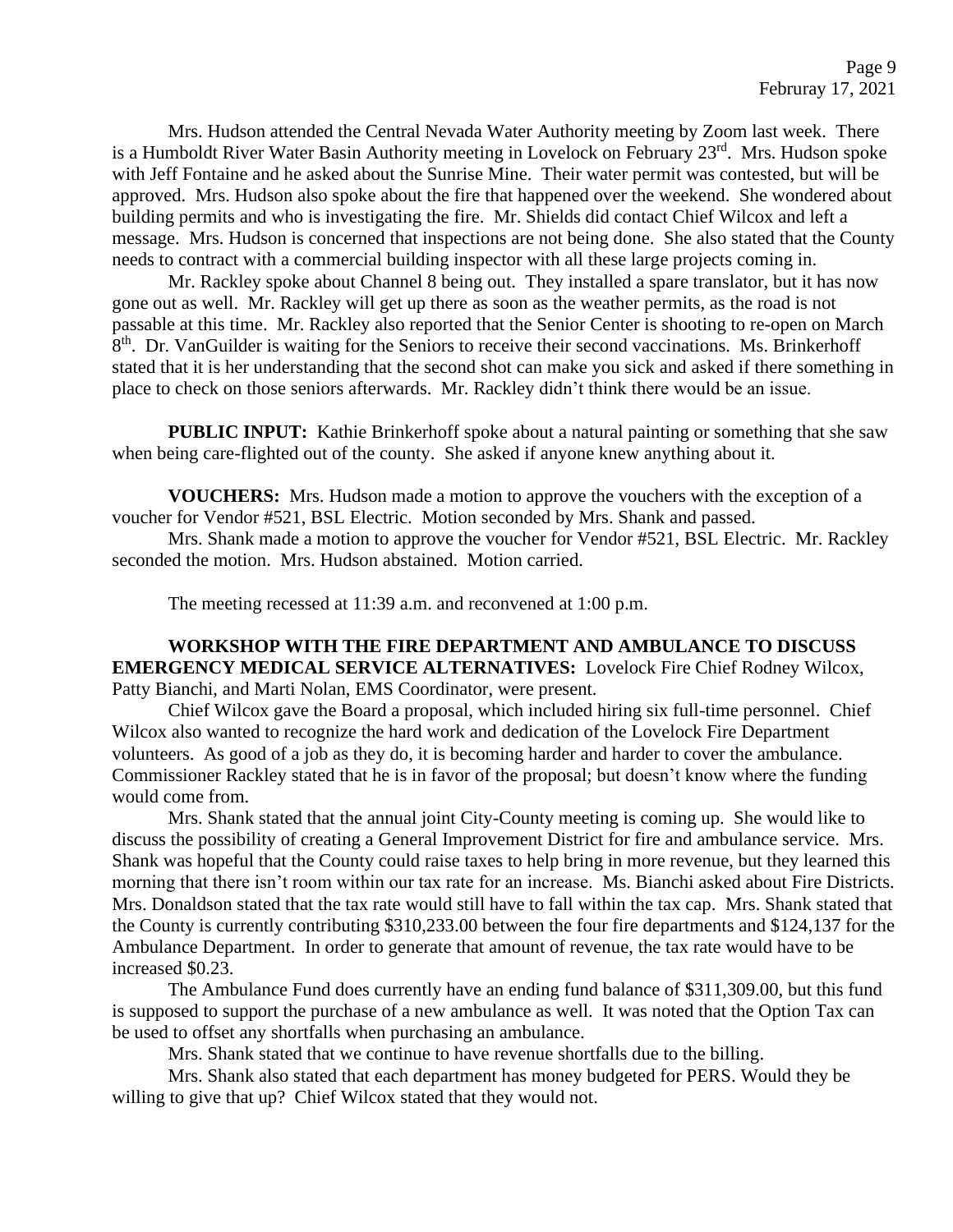Mrs. Hudson attended the Central Nevada Water Authority meeting by Zoom last week. There is a Humboldt River Water Basin Authority meeting in Lovelock on February 23rd. Mrs. Hudson spoke with Jeff Fontaine and he asked about the Sunrise Mine. Their water permit was contested, but will be approved. Mrs. Hudson also spoke about the fire that happened over the weekend. She wondered about building permits and who is investigating the fire. Mr. Shields did contact Chief Wilcox and left a message. Mrs. Hudson is concerned that inspections are not being done. She also stated that the County needs to contract with a commercial building inspector with all these large projects coming in.

Mr. Rackley spoke about Channel 8 being out. They installed a spare translator, but it has now gone out as well. Mr. Rackley will get up there as soon as the weather permits, as the road is not passable at this time. Mr. Rackley also reported that the Senior Center is shooting to re-open on March 8th. Dr. VanGuilder is waiting for the Seniors to receive their second vaccinations. Ms. Brinkerhoff stated that it is her understanding that the second shot can make you sick and asked if there something in place to check on those seniors afterwards. Mr. Rackley didn't think there would be an issue.

**PUBLIC INPUT:** Kathie Brinkerhoff spoke about a natural painting or something that she saw when being care-flighted out of the county. She asked if anyone knew anything about it.

**VOUCHERS:** Mrs. Hudson made a motion to approve the vouchers with the exception of a voucher for Vendor #521, BSL Electric. Motion seconded by Mrs. Shank and passed.

Mrs. Shank made a motion to approve the voucher for Vendor #521, BSL Electric. Mr. Rackley seconded the motion. Mrs. Hudson abstained. Motion carried.

The meeting recessed at 11:39 a.m. and reconvened at 1:00 p.m.

**WORKSHOP WITH THE FIRE DEPARTMENT AND AMBULANCE TO DISCUSS EMERGENCY MEDICAL SERVICE ALTERNATIVES:** Lovelock Fire Chief Rodney Wilcox, Patty Bianchi, and Marti Nolan, EMS Coordinator, were present.

Chief Wilcox gave the Board a proposal, which included hiring six full-time personnel. Chief Wilcox also wanted to recognize the hard work and dedication of the Lovelock Fire Department volunteers. As good of a job as they do, it is becoming harder and harder to cover the ambulance. Commissioner Rackley stated that he is in favor of the proposal; but doesn't know where the funding would come from.

Mrs. Shank stated that the annual joint City-County meeting is coming up. She would like to discuss the possibility of creating a General Improvement District for fire and ambulance service. Mrs. Shank was hopeful that the County could raise taxes to help bring in more revenue, but they learned this morning that there isn't room within our tax rate for an increase. Ms. Bianchi asked about Fire Districts. Mrs. Donaldson stated that the tax rate would still have to fall within the tax cap. Mrs. Shank stated that the County is currently contributing $310,233.00 between the four fire departments and $124,137 for the Ambulance Department. In order to generate that amount of revenue, the tax rate would have to be increased $0.23.

The Ambulance Fund does currently have an ending fund balance of $311,309.00, but this fund is supposed to support the purchase of a new ambulance as well. It was noted that the Option Tax can be used to offset any shortfalls when purchasing an ambulance.

Mrs. Shank stated that we continue to have revenue shortfalls due to the billing.

Mrs. Shank also stated that each department has money budgeted for PERS. Would they be willing to give that up? Chief Wilcox stated that they would not.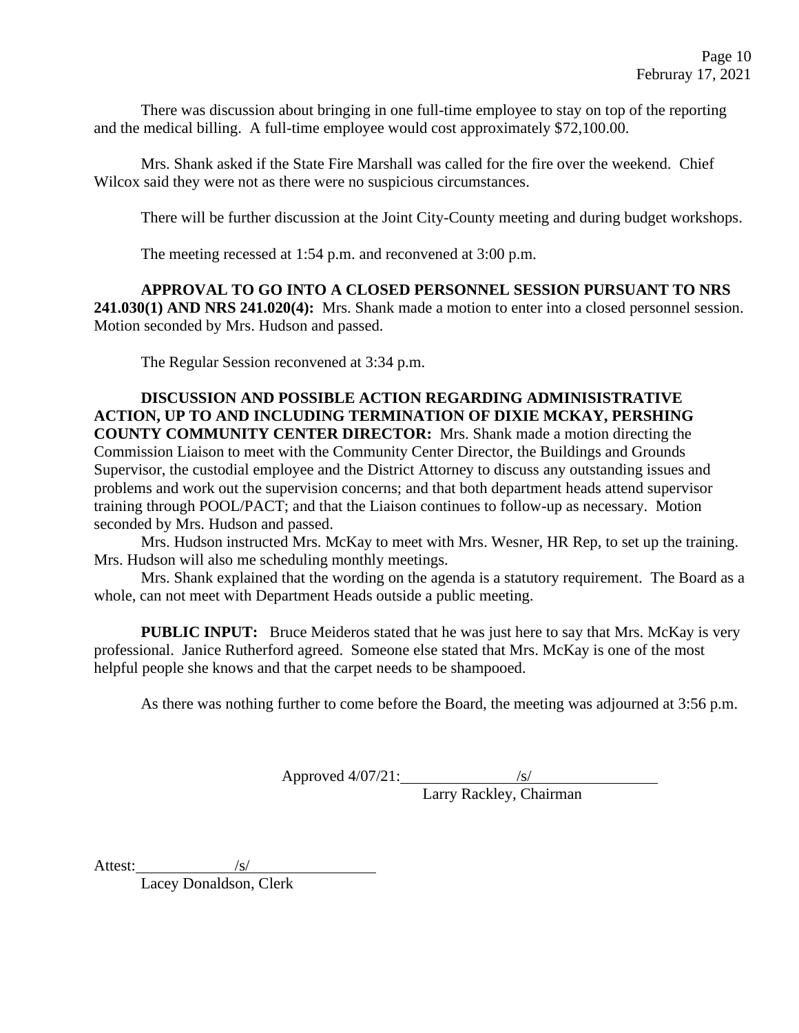There was discussion about bringing in one full-time employee to stay on top of the reporting and the medical billing. A full-time employee would cost approximately $72,100.00.

Mrs. Shank asked if the State Fire Marshall was called for the fire over the weekend. Chief Wilcox said they were not as there were no suspicious circumstances.

There will be further discussion at the Joint City-County meeting and during budget workshops.

The meeting recessed at 1:54 p.m. and reconvened at 3:00 p.m.

**APPROVAL TO GO INTO A CLOSED PERSONNEL SESSION PURSUANT TO NRS 241.030(1) AND NRS 241.020(4):** Mrs. Shank made a motion to enter into a closed personnel session. Motion seconded by Mrs. Hudson and passed.

The Regular Session reconvened at 3:34 p.m.

**DISCUSSION AND POSSIBLE ACTION REGARDING ADMINISISTRATIVE ACTION, UP TO AND INCLUDING TERMINATION OF DIXIE MCKAY, PERSHING COUNTY COMMUNITY CENTER DIRECTOR:** Mrs. Shank made a motion directing the Commission Liaison to meet with the Community Center Director, the Buildings and Grounds Supervisor, the custodial employee and the District Attorney to discuss any outstanding issues and problems and work out the supervision concerns; and that both department heads attend supervisor training through POOL/PACT; and that the Liaison continues to follow-up as necessary. Motion seconded by Mrs. Hudson and passed.

Mrs. Hudson instructed Mrs. McKay to meet with Mrs. Wesner, HR Rep, to set up the training. Mrs. Hudson will also me scheduling monthly meetings.

Mrs. Shank explained that the wording on the agenda is a statutory requirement. The Board as a whole, can not meet with Department Heads outside a public meeting.

**PUBLIC INPUT:** Bruce Meideros stated that he was just here to say that Mrs. McKay is very professional. Janice Rutherford agreed. Someone else stated that Mrs. McKay is one of the most helpful people she knows and that the carpet needs to be shampooed.

As there was nothing further to come before the Board, the meeting was adjourned at 3:56 p.m.

Approved 4/07/21: /s/
Larry Rackley, Chairman

Attest: /s/
Lacey Donaldson, Clerk